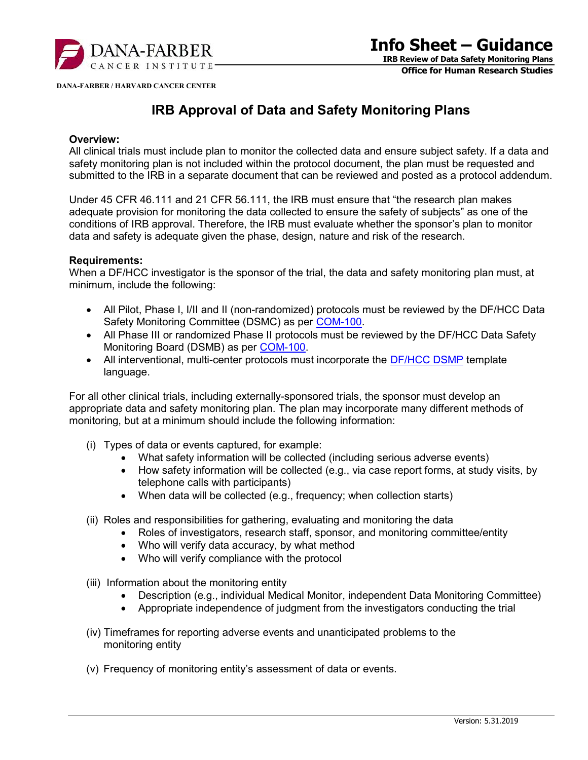# IRB Approval of Data and Safety Monitoring Plans

**Overview:**
All clinical trials must include plan to monitor the collected data and ensure subject safety. If a data and safety monitoring plan is not included within the protocol document, the plan must be requested and submitted to the IRB in a separate document that can be reviewed and posted as a protocol addendum.

Under 45 CFR 46.111 and 21 CFR 56.111, the IRB must ensure that "the research plan makes adequate provision for monitoring the data collected to ensure the safety of subjects" as one of the conditions of IRB approval. Therefore, the IRB must evaluate whether the sponsor's plan to monitor data and safety is adequate given the phase, design, nature and risk of the research.

**Requirements:**
When a DF/HCC investigator is the sponsor of the trial, the data and safety monitoring plan must, at minimum, include the following:

- All Pilot, Phase I, I/II and II (non-randomized) protocols must be reviewed by the DF/HCC Data Safety Monitoring Committee (DSMC) as per COM-100.
- All Phase III or randomized Phase II protocols must be reviewed by the DF/HCC Data Safety Monitoring Board (DSMB) as per COM-100.
- All interventional, multi-center protocols must incorporate the DF/HCC DSMP template language.

For all other clinical trials, including externally-sponsored trials, the sponsor must develop an appropriate data and safety monitoring plan. The plan may incorporate many different methods of monitoring, but at a minimum should include the following information:

(i) Types of data or events captured, for example:
- What safety information will be collected (including serious adverse events)
- How safety information will be collected (e.g., via case report forms, at study visits, by telephone calls with participants)
- When data will be collected (e.g., frequency; when collection starts)

(ii) Roles and responsibilities for gathering, evaluating and monitoring the data
- Roles of investigators, research staff, sponsor, and monitoring committee/entity
- Who will verify data accuracy, by what method
- Who will verify compliance with the protocol

(iii) Information about the monitoring entity
- Description (e.g., individual Medical Monitor, independent Data Monitoring Committee)
- Appropriate independence of judgment from the investigators conducting the trial

(iv) Timeframes for reporting adverse events and unanticipated problems to the monitoring entity

(v) Frequency of monitoring entity's assessment of data or events.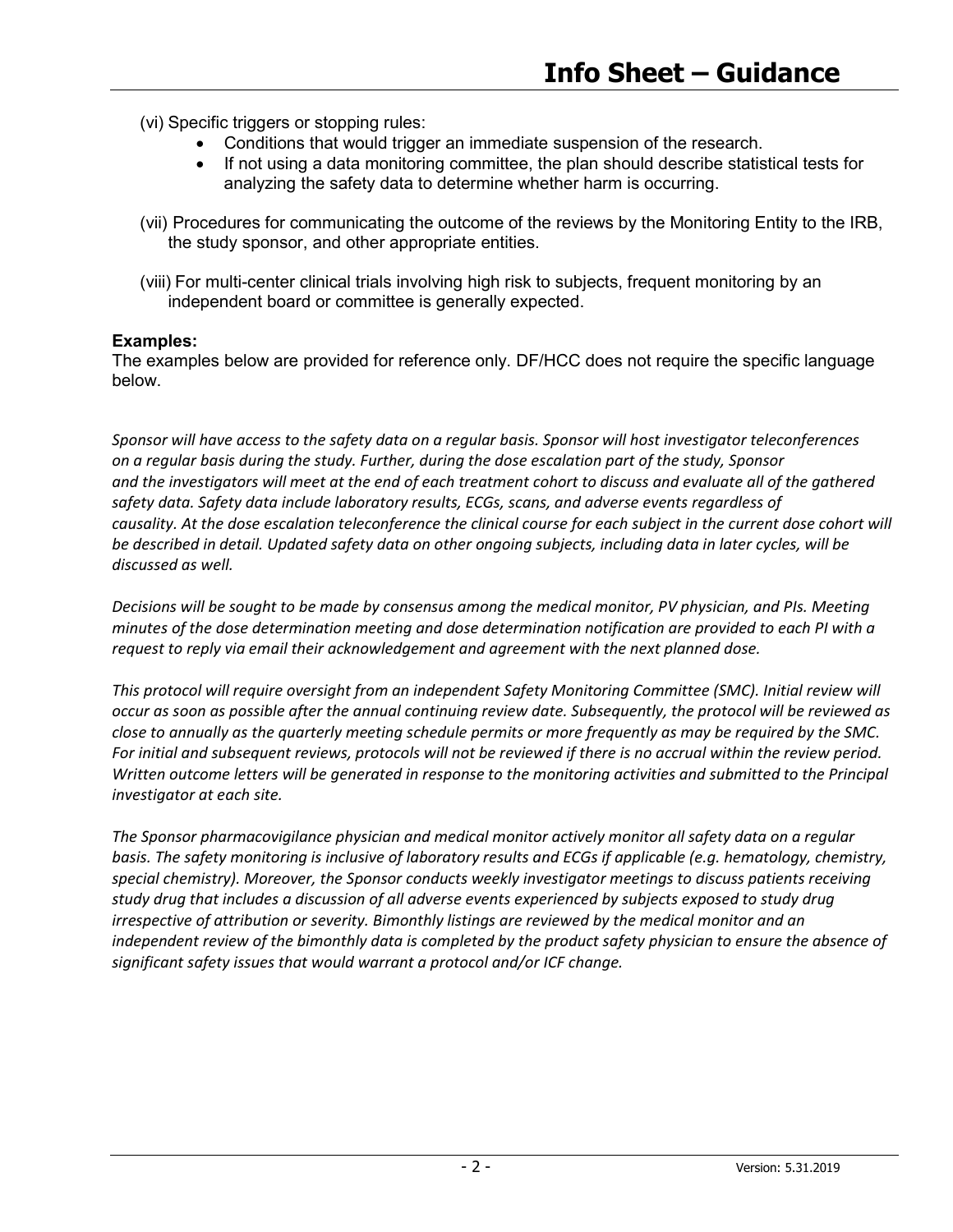(vi) Specific triggers or stopping rules:

- Conditions that would trigger an immediate suspension of the research.
- If not using a data monitoring committee, the plan should describe statistical tests for analyzing the safety data to determine whether harm is occurring.

(vii) Procedures for communicating the outcome of the reviews by the Monitoring Entity to the IRB, the study sponsor, and other appropriate entities.

(viii) For multi-center clinical trials involving high risk to subjects, frequent monitoring by an independent board or committee is generally expected.

**Examples:**
The examples below are provided for reference only. DF/HCC does not require the specific language below.

*Sponsor will have access to the safety data on a regular basis. Sponsor will host investigator teleconferences on a regular basis during the study. Further, during the dose escalation part of the study, Sponsor and the investigators will meet at the end of each treatment cohort to discuss and evaluate all of the gathered safety data. Safety data include laboratory results, ECGs, scans, and adverse events regardless of causality. At the dose escalation teleconference the clinical course for each subject in the current dose cohort will be described in detail. Updated safety data on other ongoing subjects, including data in later cycles, will be discussed as well.*

*Decisions will be sought to be made by consensus among the medical monitor, PV physician, and PIs. Meeting minutes of the dose determination meeting and dose determination notification are provided to each PI with a request to reply via email their acknowledgement and agreement with the next planned dose.*

*This protocol will require oversight from an independent Safety Monitoring Committee (SMC). Initial review will occur as soon as possible after the annual continuing review date. Subsequently, the protocol will be reviewed as close to annually as the quarterly meeting schedule permits or more frequently as may be required by the SMC. For initial and subsequent reviews, protocols will not be reviewed if there is no accrual within the review period. Written outcome letters will be generated in response to the monitoring activities and submitted to the Principal investigator at each site.*

*The Sponsor pharmacovigilance physician and medical monitor actively monitor all safety data on a regular basis. The safety monitoring is inclusive of laboratory results and ECGs if applicable (e.g. hematology, chemistry, special chemistry). Moreover, the Sponsor conducts weekly investigator meetings to discuss patients receiving study drug that includes a discussion of all adverse events experienced by subjects exposed to study drug irrespective of attribution or severity. Bimonthly listings are reviewed by the medical monitor and an independent review of the bimonthly data is completed by the product safety physician to ensure the absence of significant safety issues that would warrant a protocol and/or ICF change.*